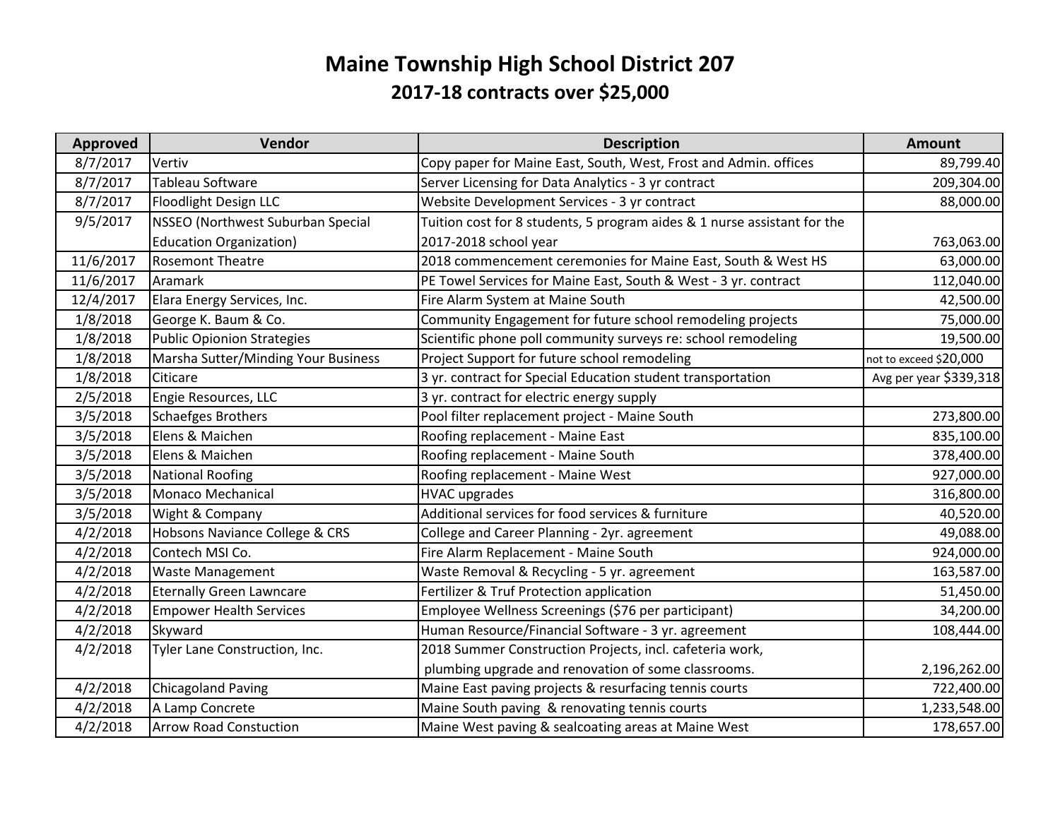# Maine Township High School District 207

## 2017-18 contracts over $25,000

| Approved | Vendor | Description | Amount |
|---|---|---|---|
| 8/7/2017 | Vertiv | Copy paper for Maine East, South, West, Frost and Admin. offices | 89,799.40 |
| 8/7/2017 | Tableau Software | Server Licensing for Data Analytics - 3 yr contract | 209,304.00 |
| 8/7/2017 | Floodlight Design LLC | Website Development Services - 3 yr contract | 88,000.00 |
| 9/5/2017 | NSSEO (Northwest Suburban Special Education Organization) | Tuition cost for 8 students, 5 program aides & 1 nurse assistant for the 2017-2018 school year | 763,063.00 |
| 11/6/2017 | Rosemont Theatre | 2018 commencement ceremonies for Maine East, South & West HS | 63,000.00 |
| 11/6/2017 | Aramark | PE Towel Services for Maine East, South & West - 3 yr. contract | 112,040.00 |
| 12/4/2017 | Elara Energy Services, Inc. | Fire Alarm System at Maine South | 42,500.00 |
| 1/8/2018 | George K. Baum & Co. | Community Engagement for future school remodeling projects | 75,000.00 |
| 1/8/2018 | Public Opionion Strategies | Scientific phone poll community surveys re: school remodeling | 19,500.00 |
| 1/8/2018 | Marsha Sutter/Minding Your Business | Project Support for future school remodeling | not to exceed $20,000 |
| 1/8/2018 | Citicare | 3 yr. contract for Special Education student transportation | Avg per year $339,318 |
| 2/5/2018 | Engie Resources, LLC | 3 yr. contract for electric energy supply | |
| 3/5/2018 | Schaefges Brothers | Pool filter replacement project - Maine South | 273,800.00 |
| 3/5/2018 | Elens & Maichen | Roofing replacement - Maine East | 835,100.00 |
| 3/5/2018 | Elens & Maichen | Roofing replacement - Maine South | 378,400.00 |
| 3/5/2018 | National Roofing | Roofing replacement - Maine West | 927,000.00 |
| 3/5/2018 | Monaco Mechanical | HVAC upgrades | 316,800.00 |
| 3/5/2018 | Wight & Company | Additional services for food services & furniture | 40,520.00 |
| 4/2/2018 | Hobsons Naviance College & CRS | College and Career Planning - 2yr. agreement | 49,088.00 |
| 4/2/2018 | Contech MSI Co. | Fire Alarm Replacement - Maine South | 924,000.00 |
| 4/2/2018 | Waste Management | Waste Removal & Recycling - 5 yr. agreement | 163,587.00 |
| 4/2/2018 | Eternally Green Lawncare | Fertilizer & Truf Protection application | 51,450.00 |
| 4/2/2018 | Empower Health Services | Employee Wellness Screenings ($76 per participant) | 34,200.00 |
| 4/2/2018 | Skyward | Human Resource/Financial Software - 3 yr. agreement | 108,444.00 |
| 4/2/2018 | Tyler Lane Construction, Inc. | 2018 Summer Construction Projects, incl. cafeteria work, plumbing upgrade and renovation of some classrooms. | 2,196,262.00 |
| 4/2/2018 | Chicagoland Paving | Maine East paving projects & resurfacing tennis courts | 722,400.00 |
| 4/2/2018 | A Lamp Concrete | Maine South paving & renovating tennis courts | 1,233,548.00 |
| 4/2/2018 | Arrow Road Constuction | Maine West paving & sealcoating areas at Maine West | 178,657.00 |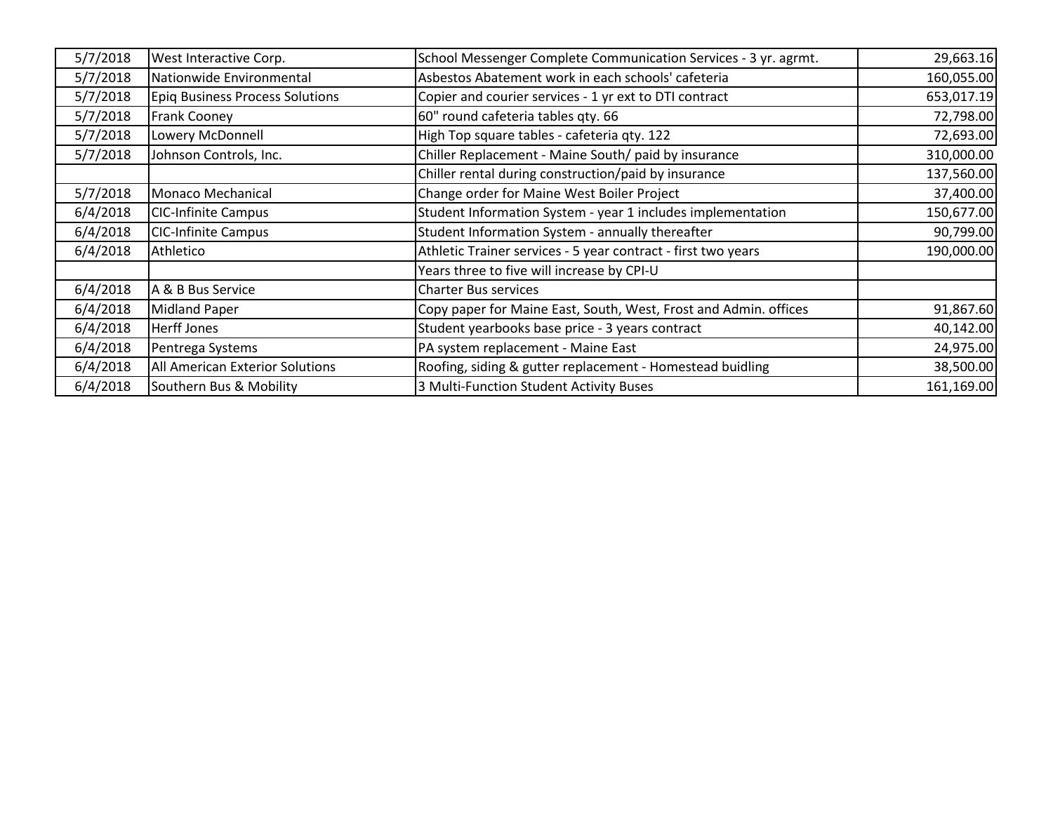| | | | |
|---|---|---|---|
| 5/7/2018 | West Interactive Corp. | School Messenger Complete Communication Services - 3 yr. agrmt. | 29,663.16 |
| 5/7/2018 | Nationwide Environmental | Asbestos Abatement work in each schools' cafeteria | 160,055.00 |
| 5/7/2018 | Epiq Business Process Solutions | Copier and courier services - 1 yr ext to DTI contract | 653,017.19 |
| 5/7/2018 | Frank Cooney | 60" round cafeteria tables qty. 66 | 72,798.00 |
| 5/7/2018 | Lowery McDonnell | High Top square tables - cafeteria qty. 122 | 72,693.00 |
| 5/7/2018 | Johnson Controls, Inc. | Chiller Replacement - Maine South/ paid by insurance | 310,000.00 |
| | | Chiller rental during construction/paid by insurance | 137,560.00 |
| 5/7/2018 | Monaco Mechanical | Change order for Maine West Boiler Project | 37,400.00 |
| 6/4/2018 | CIC-Infinite Campus | Student Information System - year 1 includes implementation | 150,677.00 |
| 6/4/2018 | CIC-Infinite Campus | Student Information System - annually thereafter | 90,799.00 |
| 6/4/2018 | Athletico | Athletic Trainer services - 5 year contract - first two years | 190,000.00 |
| | | Years three to five will increase by CPI-U | |
| 6/4/2018 | A & B Bus Service | Charter Bus services | |
| 6/4/2018 | Midland Paper | Copy paper for Maine East, South, West, Frost and Admin. offices | 91,867.60 |
| 6/4/2018 | Herff Jones | Student yearbooks base price - 3 years contract | 40,142.00 |
| 6/4/2018 | Pentrega Systems | PA system replacement - Maine East | 24,975.00 |
| 6/4/2018 | All American Exterior Solutions | Roofing, siding & gutter replacement - Homestead buidling | 38,500.00 |
| 6/4/2018 | Southern Bus & Mobility | 3 Multi-Function Student Activity Buses | 161,169.00 |